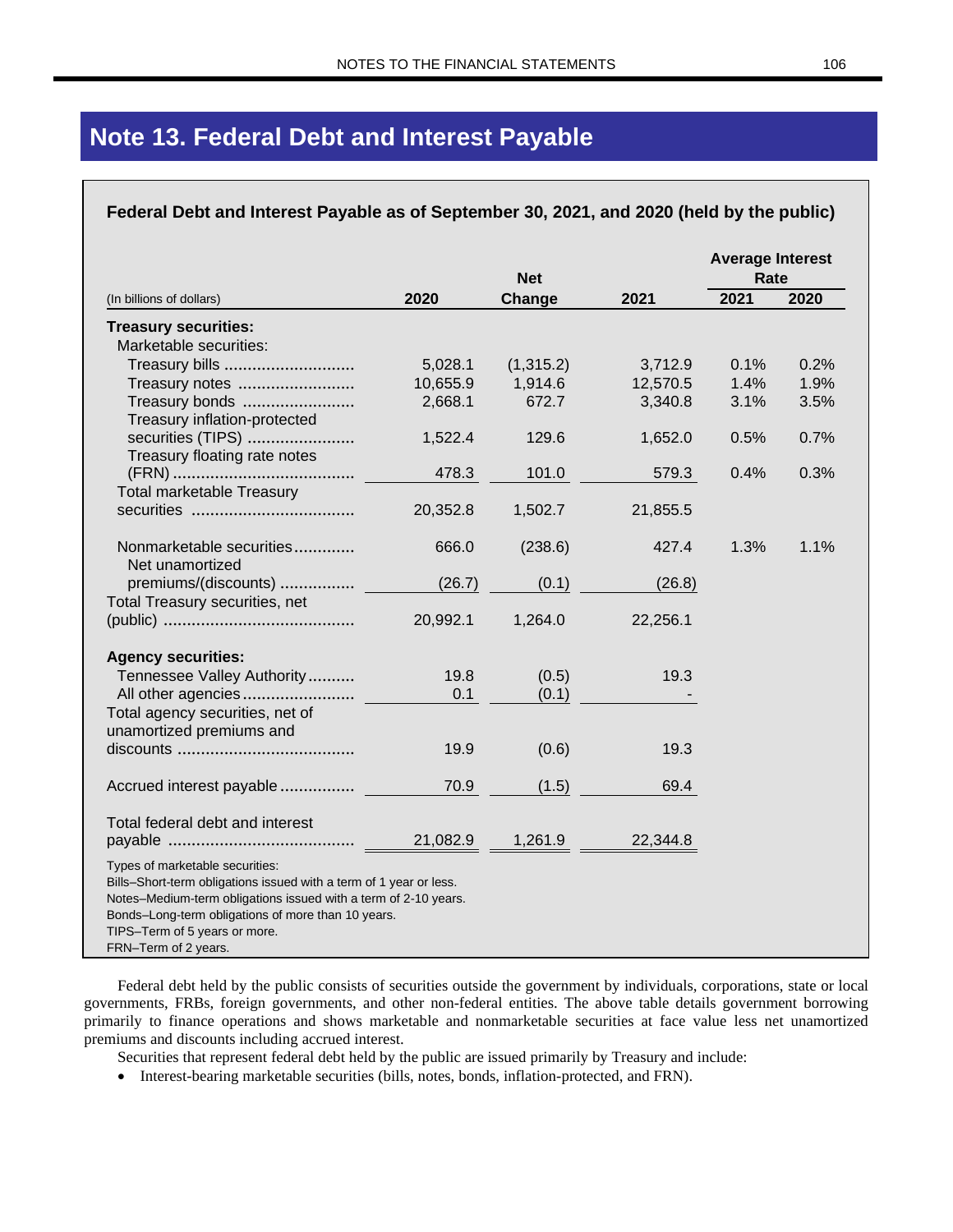# Note 13. Federal Debt and Interest Payable

**Federal Debt and Interest Payable as of September 30, 2021, and 2020 (held by the public)**

| (In billions of dollars) | 2020 | Net Change | 2021 | Average Interest Rate 2021 | Average Interest Rate 2020 |
|---|---|---|---|---|---|
| **Treasury securities:** | | | | | |
| Marketable securities: | | | | | |
| Treasury bills | 5,028.1 | (1,315.2) | 3,712.9 | 0.1% | 0.2% |
| Treasury notes | 10,655.9 | 1,914.6 | 12,570.5 | 1.4% | 1.9% |
| Treasury bonds | 2,668.1 | 672.7 | 3,340.8 | 3.1% | 3.5% |
| Treasury inflation-protected securities (TIPS) | 1,522.4 | 129.6 | 1,652.0 | 0.5% | 0.7% |
| Treasury floating rate notes (FRN) | 478.3 | 101.0 | 579.3 | 0.4% | 0.3% |
| Total marketable Treasury securities | 20,352.8 | 1,502.7 | 21,855.5 | | |
| Nonmarketable securities | 666.0 | (238.6) | 427.4 | 1.3% | 1.1% |
| Net unamortized premiums/(discounts) | (26.7) | (0.1) | (26.8) | | |
| Total Treasury securities, net (public) | 20,992.1 | 1,264.0 | 22,256.1 | | |
| **Agency securities:** | | | | | |
| Tennessee Valley Authority | 19.8 | (0.5) | 19.3 | | |
| All other agencies | 0.1 | (0.1) | - | | |
| Total agency securities, net of unamortized premiums and discounts | 19.9 | (0.6) | 19.3 | | |
| Accrued interest payable | 70.9 | (1.5) | 69.4 | | |
| Total federal debt and interest payable | 21,082.9 | 1,261.9 | 22,344.8 | | |

Types of marketable securities:
Bills–Short-term obligations issued with a term of 1 year or less.
Notes–Medium-term obligations issued with a term of 2-10 years.
Bonds–Long-term obligations of more than 10 years.
TIPS–Term of 5 years or more.
FRN–Term of 2 years.

Federal debt held by the public consists of securities outside the government by individuals, corporations, state or local governments, FRBs, foreign governments, and other non-federal entities. The above table details government borrowing primarily to finance operations and shows marketable and nonmarketable securities at face value less net unamortized premiums and discounts including accrued interest.

Securities that represent federal debt held by the public are issued primarily by Treasury and include:

- Interest-bearing marketable securities (bills, notes, bonds, inflation-protected, and FRN).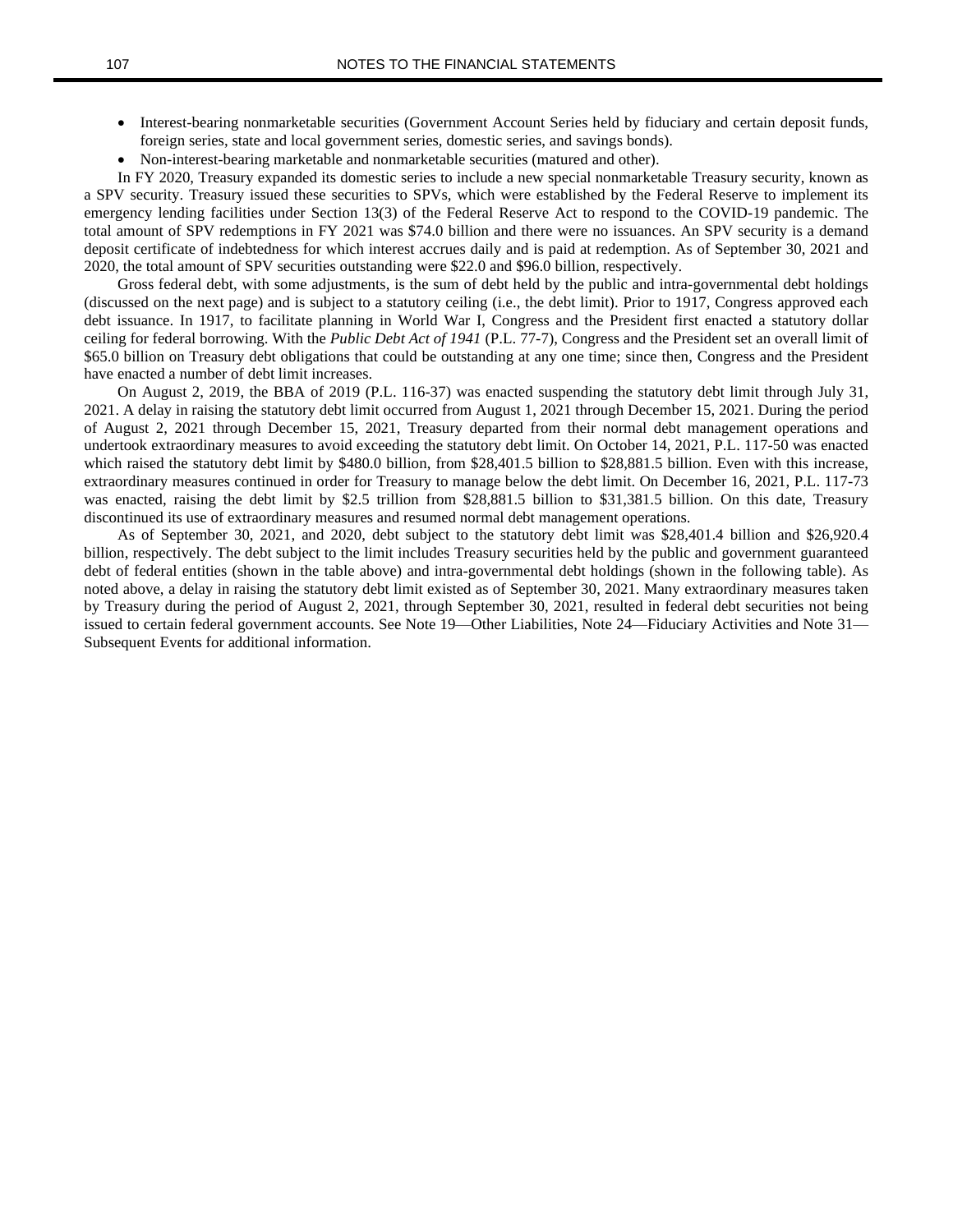- Interest-bearing nonmarketable securities (Government Account Series held by fiduciary and certain deposit funds, foreign series, state and local government series, domestic series, and savings bonds).
- Non-interest-bearing marketable and nonmarketable securities (matured and other).

In FY 2020, Treasury expanded its domestic series to include a new special nonmarketable Treasury security, known as a SPV security. Treasury issued these securities to SPVs, which were established by the Federal Reserve to implement its emergency lending facilities under Section 13(3) of the Federal Reserve Act to respond to the COVID-19 pandemic. The total amount of SPV redemptions in FY 2021 was $74.0 billion and there were no issuances. An SPV security is a demand deposit certificate of indebtedness for which interest accrues daily and is paid at redemption. As of September 30, 2021 and 2020, the total amount of SPV securities outstanding were $22.0 and $96.0 billion, respectively.

Gross federal debt, with some adjustments, is the sum of debt held by the public and intra-governmental debt holdings (discussed on the next page) and is subject to a statutory ceiling (i.e., the debt limit). Prior to 1917, Congress approved each debt issuance. In 1917, to facilitate planning in World War I, Congress and the President first enacted a statutory dollar ceiling for federal borrowing. With the *Public Debt Act of 1941* (P.L. 77-7), Congress and the President set an overall limit of $65.0 billion on Treasury debt obligations that could be outstanding at any one time; since then, Congress and the President have enacted a number of debt limit increases.

On August 2, 2019, the BBA of 2019 (P.L. 116-37) was enacted suspending the statutory debt limit through July 31, 2021. A delay in raising the statutory debt limit occurred from August 1, 2021 through December 15, 2021. During the period of August 2, 2021 through December 15, 2021, Treasury departed from their normal debt management operations and undertook extraordinary measures to avoid exceeding the statutory debt limit. On October 14, 2021, P.L. 117-50 was enacted which raised the statutory debt limit by $480.0 billion, from $28,401.5 billion to $28,881.5 billion. Even with this increase, extraordinary measures continued in order for Treasury to manage below the debt limit. On December 16, 2021, P.L. 117-73 was enacted, raising the debt limit by $2.5 trillion from $28,881.5 billion to $31,381.5 billion. On this date, Treasury discontinued its use of extraordinary measures and resumed normal debt management operations.

As of September 30, 2021, and 2020, debt subject to the statutory debt limit was $28,401.4 billion and $26,920.4 billion, respectively. The debt subject to the limit includes Treasury securities held by the public and government guaranteed debt of federal entities (shown in the table above) and intra-governmental debt holdings (shown in the following table). As noted above, a delay in raising the statutory debt limit existed as of September 30, 2021. Many extraordinary measures taken by Treasury during the period of August 2, 2021, through September 30, 2021, resulted in federal debt securities not being issued to certain federal government accounts. See Note 19—Other Liabilities, Note 24—Fiduciary Activities and Note 31—Subsequent Events for additional information.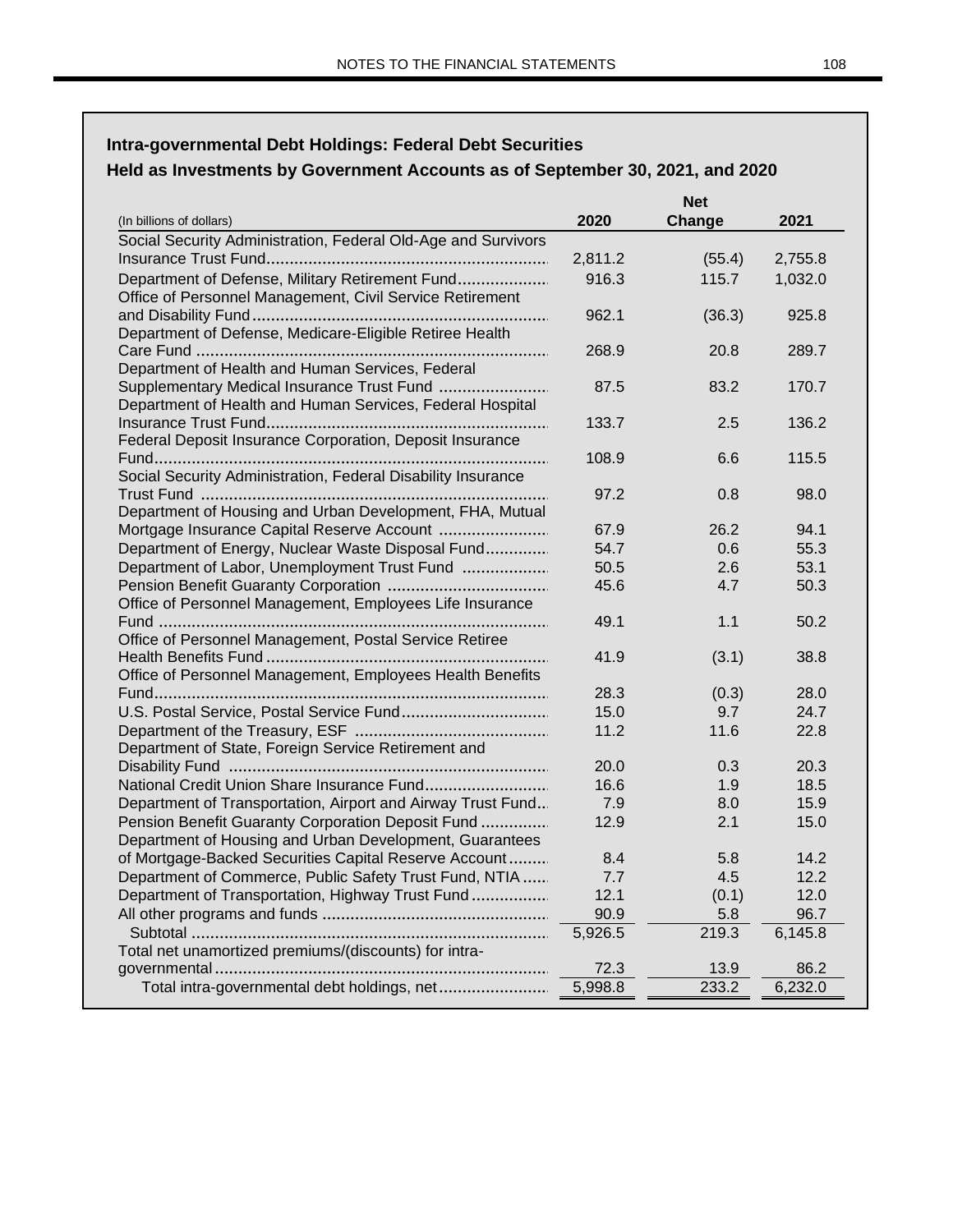## Intra-governmental Debt Holdings: Federal Debt Securities Held as Investments by Government Accounts as of September 30, 2021, and 2020

| (In billions of dollars) | 2020 | Net Change | 2021 |
|---|---|---|---|
| Social Security Administration, Federal Old-Age and Survivors Insurance Trust Fund | 2,811.2 | (55.4) | 2,755.8 |
| Department of Defense, Military Retirement Fund | 916.3 | 115.7 | 1,032.0 |
| Office of Personnel Management, Civil Service Retirement and Disability Fund | 962.1 | (36.3) | 925.8 |
| Department of Defense, Medicare-Eligible Retiree Health Care Fund | 268.9 | 20.8 | 289.7 |
| Department of Health and Human Services, Federal Supplementary Medical Insurance Trust Fund | 87.5 | 83.2 | 170.7 |
| Department of Health and Human Services, Federal Hospital Insurance Trust Fund | 133.7 | 2.5 | 136.2 |
| Federal Deposit Insurance Corporation, Deposit Insurance Fund | 108.9 | 6.6 | 115.5 |
| Social Security Administration, Federal Disability Insurance Trust Fund | 97.2 | 0.8 | 98.0 |
| Department of Housing and Urban Development, FHA, Mutual Mortgage Insurance Capital Reserve Account | 67.9 | 26.2 | 94.1 |
| Department of Energy, Nuclear Waste Disposal Fund | 54.7 | 0.6 | 55.3 |
| Department of Labor, Unemployment Trust Fund | 50.5 | 2.6 | 53.1 |
| Pension Benefit Guaranty Corporation | 45.6 | 4.7 | 50.3 |
| Office of Personnel Management, Employees Life Insurance Fund | 49.1 | 1.1 | 50.2 |
| Office of Personnel Management, Postal Service Retiree Health Benefits Fund | 41.9 | (3.1) | 38.8 |
| Office of Personnel Management, Employees Health Benefits Fund | 28.3 | (0.3) | 28.0 |
| U.S. Postal Service, Postal Service Fund | 15.0 | 9.7 | 24.7 |
| Department of the Treasury, ESF | 11.2 | 11.6 | 22.8 |
| Department of State, Foreign Service Retirement and Disability Fund | 20.0 | 0.3 | 20.3 |
| National Credit Union Share Insurance Fund | 16.6 | 1.9 | 18.5 |
| Department of Transportation, Airport and Airway Trust Fund | 7.9 | 8.0 | 15.9 |
| Pension Benefit Guaranty Corporation Deposit Fund | 12.9 | 2.1 | 15.0 |
| Department of Housing and Urban Development, Guarantees of Mortgage-Backed Securities Capital Reserve Account | 8.4 | 5.8 | 14.2 |
| Department of Commerce, Public Safety Trust Fund, NTIA | 7.7 | 4.5 | 12.2 |
| Department of Transportation, Highway Trust Fund | 12.1 | (0.1) | 12.0 |
| All other programs and funds | 90.9 | 5.8 | 96.7 |
| Subtotal | 5,926.5 | 219.3 | 6,145.8 |
| Total net unamortized premiums/(discounts) for intra-governmental | 72.3 | 13.9 | 86.2 |
| Total intra-governmental debt holdings, net | 5,998.8 | 233.2 | 6,232.0 |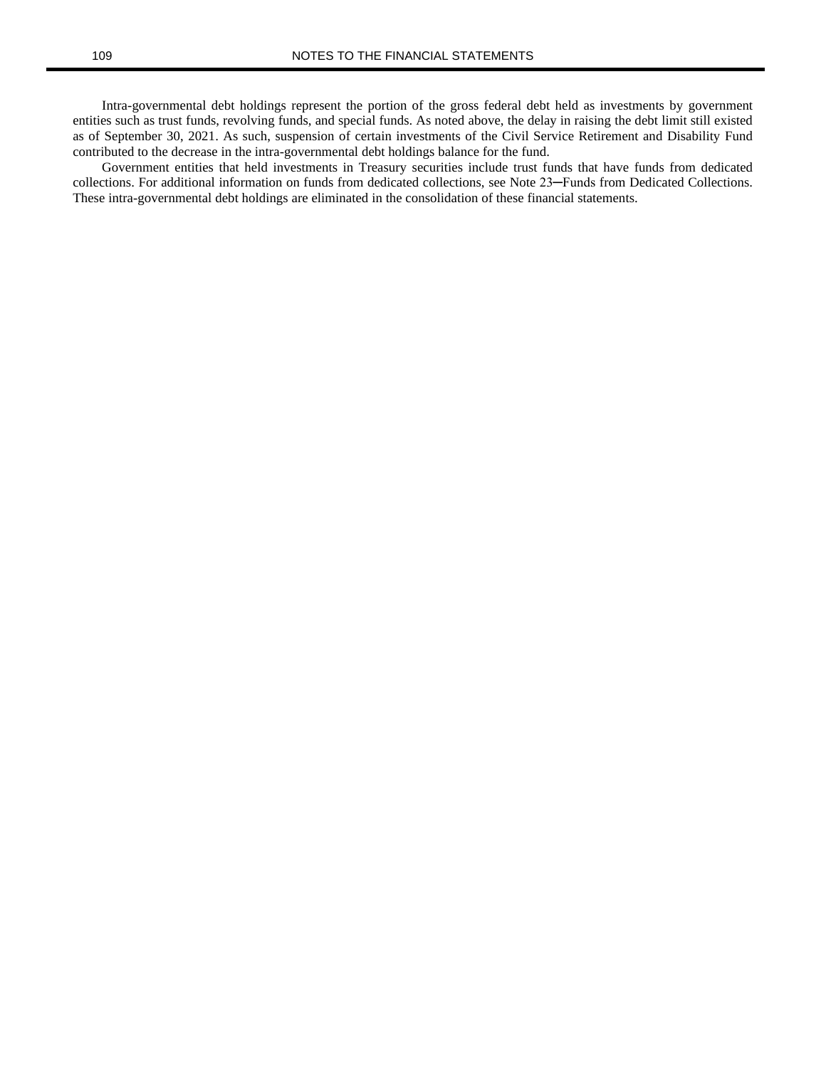Intra-governmental debt holdings represent the portion of the gross federal debt held as investments by government entities such as trust funds, revolving funds, and special funds. As noted above, the delay in raising the debt limit still existed as of September 30, 2021. As such, suspension of certain investments of the Civil Service Retirement and Disability Fund contributed to the decrease in the intra-governmental debt holdings balance for the fund.

Government entities that held investments in Treasury securities include trust funds that have funds from dedicated collections. For additional information on funds from dedicated collections, see Note 23─Funds from Dedicated Collections. These intra-governmental debt holdings are eliminated in the consolidation of these financial statements.